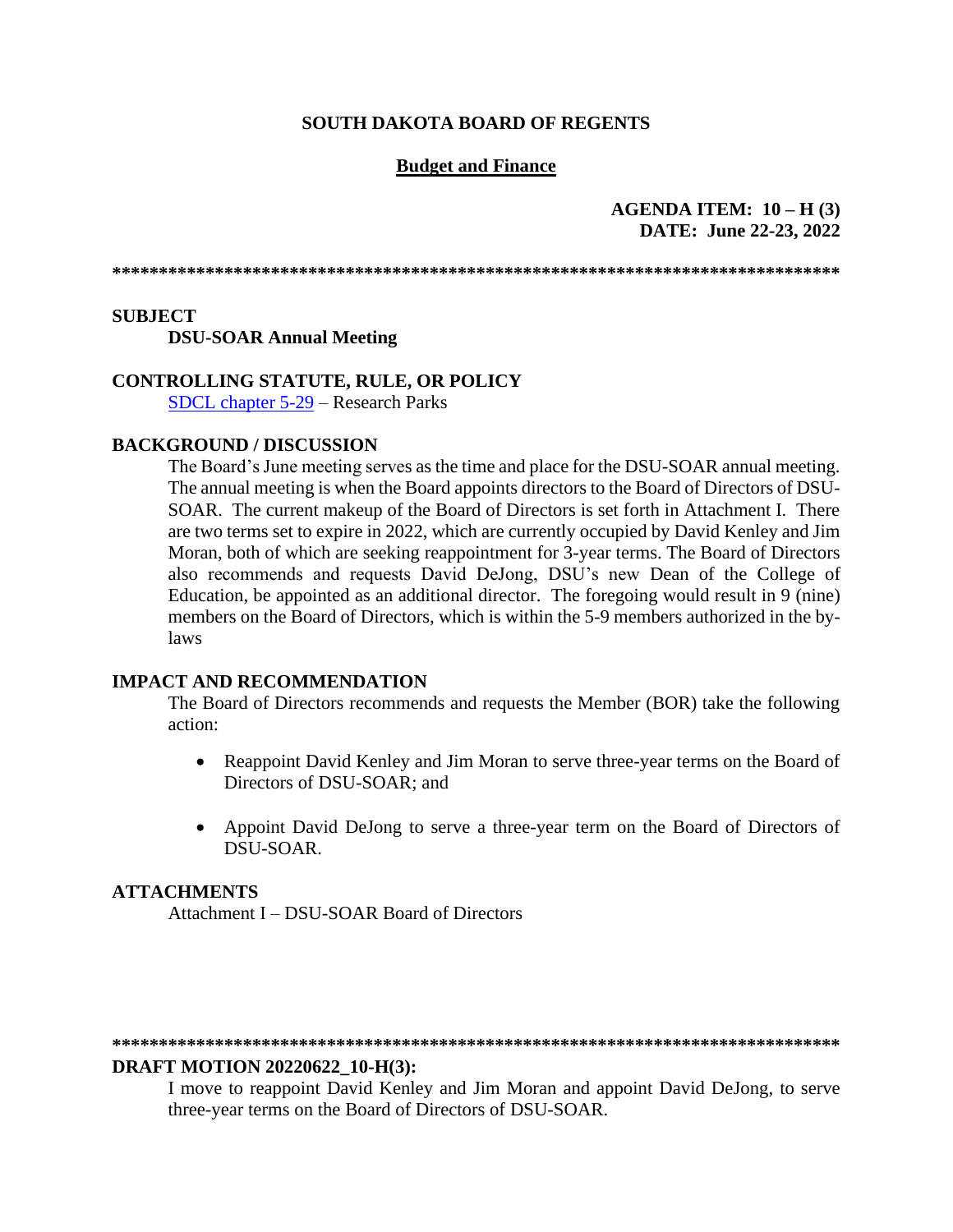**SOUTH DAKOTA BOARD OF REGENTS**

**Budget and Finance**

**AGENDA ITEM: 10 – H (3)**
**DATE: June 22-23, 2022**

**********************************************************************************

**SUBJECT**

**DSU-SOAR Annual Meeting**

**CONTROLLING STATUTE, RULE, OR POLICY**

SDCL chapter 5-29 – Research Parks

**BACKGROUND / DISCUSSION**

The Board's June meeting serves as the time and place for the DSU-SOAR annual meeting. The annual meeting is when the Board appoints directors to the Board of Directors of DSU-SOAR. The current makeup of the Board of Directors is set forth in Attachment I. There are two terms set to expire in 2022, which are currently occupied by David Kenley and Jim Moran, both of which are seeking reappointment for 3-year terms. The Board of Directors also recommends and requests David DeJong, DSU's new Dean of the College of Education, be appointed as an additional director. The foregoing would result in 9 (nine) members on the Board of Directors, which is within the 5-9 members authorized in the by-laws

**IMPACT AND RECOMMENDATION**

The Board of Directors recommends and requests the Member (BOR) take the following action:

- Reappoint David Kenley and Jim Moran to serve three-year terms on the Board of Directors of DSU-SOAR; and
- Appoint David DeJong to serve a three-year term on the Board of Directors of DSU-SOAR.

**ATTACHMENTS**

Attachment I – DSU-SOAR Board of Directors

**********************************************************************************

**DRAFT MOTION 20220622_10-H(3):**

I move to reappoint David Kenley and Jim Moran and appoint David DeJong, to serve three-year terms on the Board of Directors of DSU-SOAR.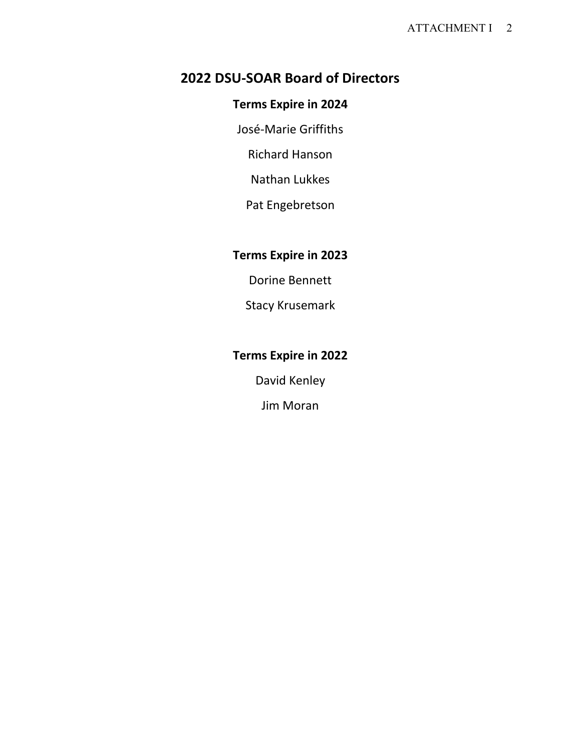# 2022 DSU-SOAR Board of Directors

## Terms Expire in 2024

José-Marie Griffiths

Richard Hanson

Nathan Lukkes

Pat Engebretson

## Terms Expire in 2023

Dorine Bennett

Stacy Krusemark

## Terms Expire in 2022

David Kenley

Jim Moran